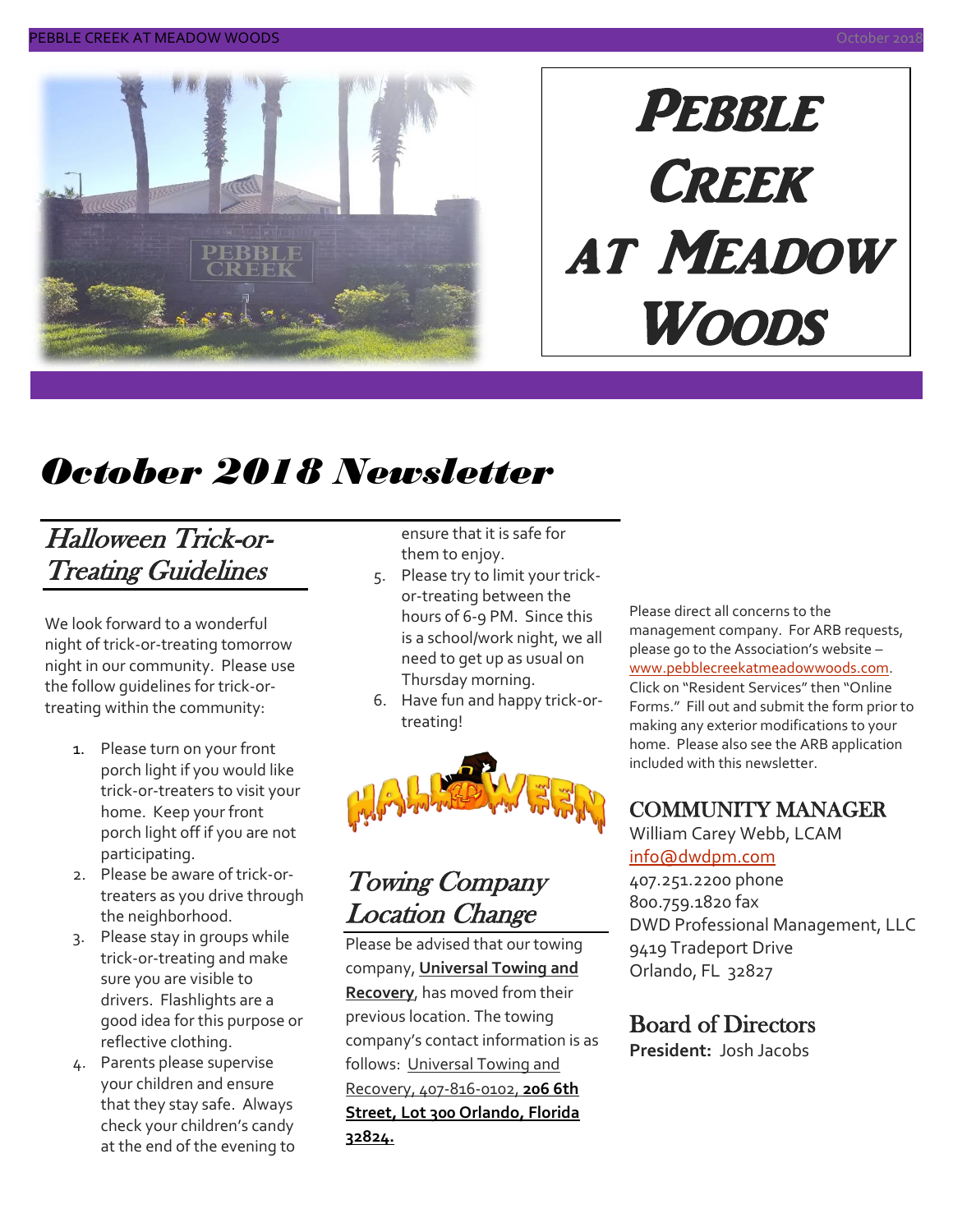# Pebble Creek at Meadow Woods

# October 2018 Newsletter

## Halloween Trick-or-Treating Guidelines

We look forward to a wonderful night of trick-or-treating tomorrow night in our community. Please use the follow guidelines for trick-or-treating within the community:

1. Please turn on your front porch light if you would like trick-or-treaters to visit your home. Keep your front porch light off if you are not participating.
2. Please be aware of trick-or-treaters as you drive through the neighborhood.
3. Please stay in groups while trick-or-treating and make sure you are visible to drivers. Flashlights are a good idea for this purpose or reflective clothing.
4. Parents please supervise your children and ensure that they stay safe. Always check your children's candy at the end of the evening to ensure that it is safe for them to enjoy.
5. Please try to limit your trick-or-treating between the hours of 6-9 PM. Since this is a school/work night, we all need to get up as usual on Thursday morning.
6. Have fun and happy trick-or-treating!

## Towing Company Location Change

Please be advised that our towing company, **Universal Towing and Recovery**, has moved from their previous location. The towing company's contact information is as follows: Universal Towing and Recovery, 407-816-0102, **206 6th Street, Lot 300 Orlando, Florida 32824.**

Please direct all concerns to the management company. For ARB requests, please go to the Association's website – www.pebblecreekatmeadowwoods.com. Click on "Resident Services" then "Online Forms." Fill out and submit the form prior to making any exterior modifications to your home. Please also see the ARB application included with this newsletter.

## COMMUNITY MANAGER

William Carey Webb, LCAM
info@dwdpm.com
407.251.2200 phone
800.759.1820 fax
DWD Professional Management, LLC
9419 Tradeport Drive
Orlando, FL 32827

## Board of Directors

**President:** Josh Jacobs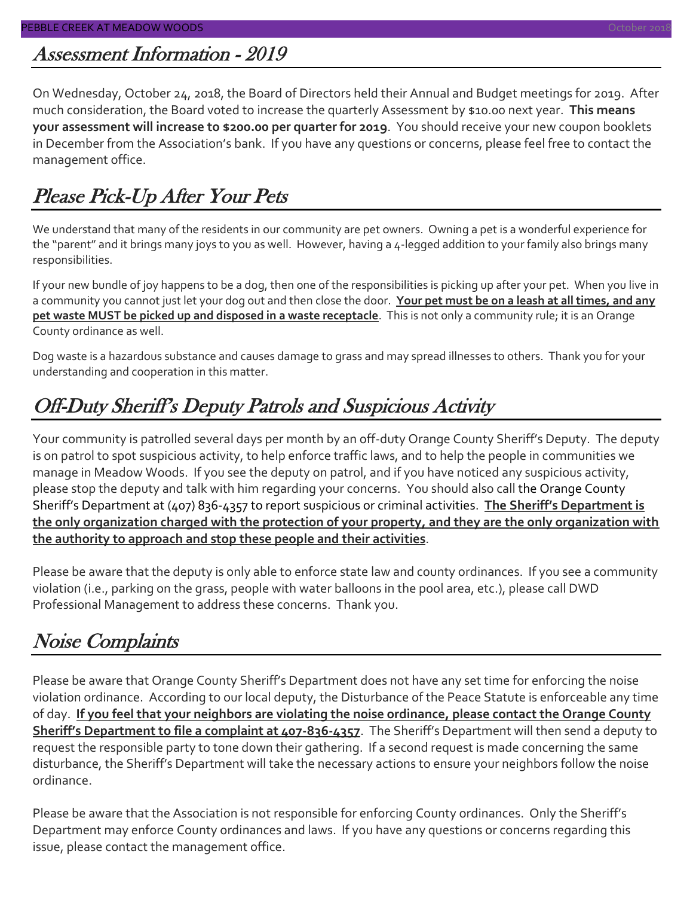## Assessment Information - 2019

On Wednesday, October 24, 2018, the Board of Directors held their Annual and Budget meetings for 2019. After much consideration, the Board voted to increase the quarterly Assessment by $10.00 next year. **This means your assessment will increase to $200.00 per quarter for 2019**. You should receive your new coupon booklets in December from the Association's bank. If you have any questions or concerns, please feel free to contact the management office.

## Please Pick-Up After Your Pets

We understand that many of the residents in our community are pet owners. Owning a pet is a wonderful experience for the "parent" and it brings many joys to you as well. However, having a 4-legged addition to your family also brings many responsibilities.

If your new bundle of joy happens to be a dog, then one of the responsibilities is picking up after your pet. When you live in a community you cannot just let your dog out and then close the door. **Your pet must be on a leash at all times, and any pet waste MUST be picked up and disposed in a waste receptacle**. This is not only a community rule; it is an Orange County ordinance as well.

Dog waste is a hazardous substance and causes damage to grass and may spread illnesses to others. Thank you for your understanding and cooperation in this matter.

## Off-Duty Sheriff's Deputy Patrols and Suspicious Activity

Your community is patrolled several days per month by an off-duty Orange County Sheriff's Deputy. The deputy is on patrol to spot suspicious activity, to help enforce traffic laws, and to help the people in communities we manage in Meadow Woods. If you see the deputy on patrol, and if you have noticed any suspicious activity, please stop the deputy and talk with him regarding your concerns. You should also call the Orange County Sheriff's Department at (407) 836-4357 to report suspicious or criminal activities. **The Sheriff's Department is the only organization charged with the protection of your property, and they are the only organization with the authority to approach and stop these people and their activities**.

Please be aware that the deputy is only able to enforce state law and county ordinances. If you see a community violation (i.e., parking on the grass, people with water balloons in the pool area, etc.), please call DWD Professional Management to address these concerns. Thank you.

## Noise Complaints

Please be aware that Orange County Sheriff's Department does not have any set time for enforcing the noise violation ordinance. According to our local deputy, the Disturbance of the Peace Statute is enforceable any time of day. **If you feel that your neighbors are violating the noise ordinance, please contact the Orange County Sheriff's Department to file a complaint at 407-836-4357**. The Sheriff's Department will then send a deputy to request the responsible party to tone down their gathering. If a second request is made concerning the same disturbance, the Sheriff's Department will take the necessary actions to ensure your neighbors follow the noise ordinance.

Please be aware that the Association is not responsible for enforcing County ordinances. Only the Sheriff's Department may enforce County ordinances and laws. If you have any questions or concerns regarding this issue, please contact the management office.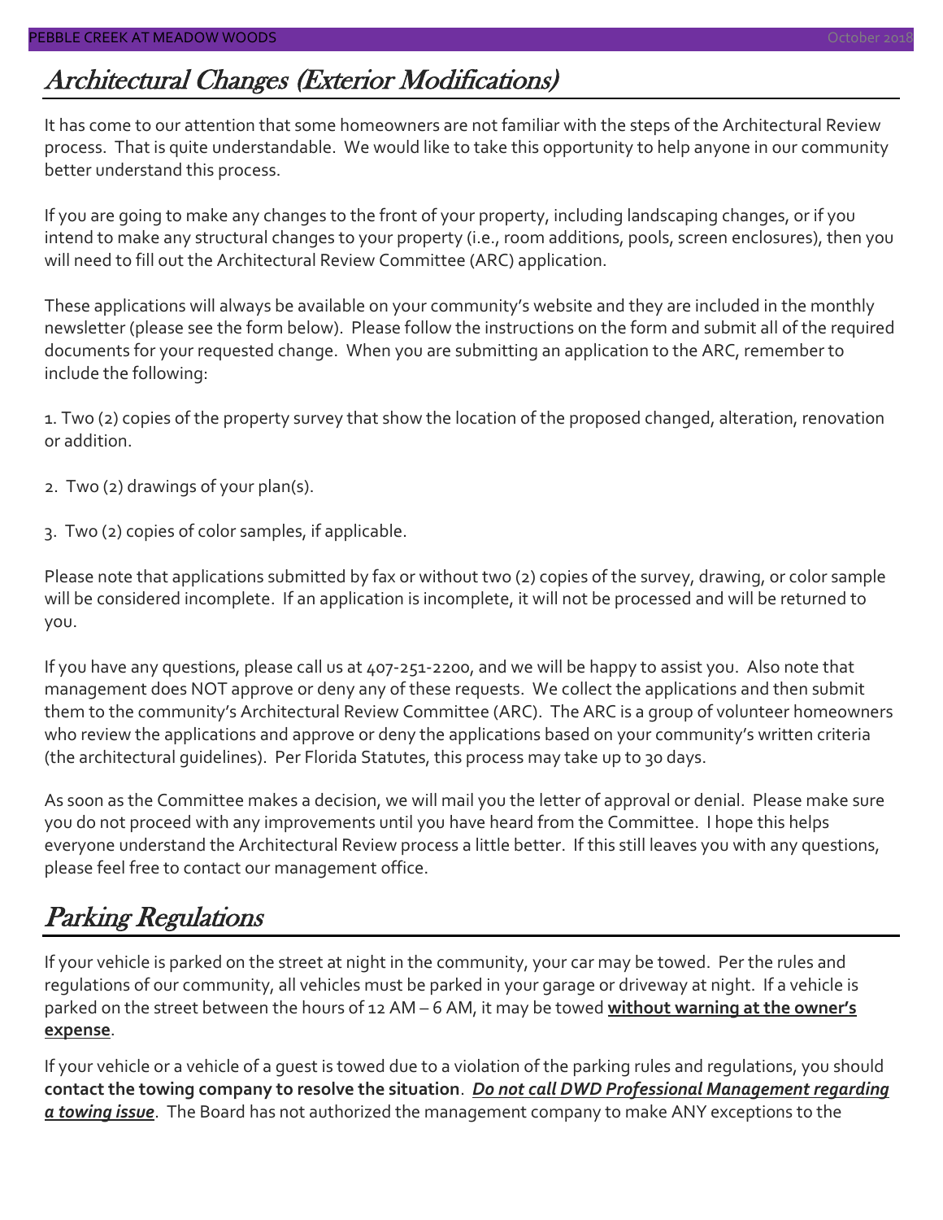## *Architectural Changes (Exterior Modifications)*

It has come to our attention that some homeowners are not familiar with the steps of the Architectural Review process. That is quite understandable. We would like to take this opportunity to help anyone in our community better understand this process.

If you are going to make any changes to the front of your property, including landscaping changes, or if you intend to make any structural changes to your property (i.e., room additions, pools, screen enclosures), then you will need to fill out the Architectural Review Committee (ARC) application.

These applications will always be available on your community's website and they are included in the monthly newsletter (please see the form below). Please follow the instructions on the form and submit all of the required documents for your requested change. When you are submitting an application to the ARC, remember to include the following:

1. Two (2) copies of the property survey that show the location of the proposed changed, alteration, renovation or addition.

2. Two (2) drawings of your plan(s).

3. Two (2) copies of color samples, if applicable.

Please note that applications submitted by fax or without two (2) copies of the survey, drawing, or color sample will be considered incomplete. If an application is incomplete, it will not be processed and will be returned to you.

If you have any questions, please call us at 407-251-2200, and we will be happy to assist you. Also note that management does NOT approve or deny any of these requests. We collect the applications and then submit them to the community's Architectural Review Committee (ARC). The ARC is a group of volunteer homeowners who review the applications and approve or deny the applications based on your community's written criteria (the architectural guidelines). Per Florida Statutes, this process may take up to 30 days.

As soon as the Committee makes a decision, we will mail you the letter of approval or denial. Please make sure you do not proceed with any improvements until you have heard from the Committee. I hope this helps everyone understand the Architectural Review process a little better. If this still leaves you with any questions, please feel free to contact our management office.

## *Parking Regulations*

If your vehicle is parked on the street at night in the community, your car may be towed. Per the rules and regulations of our community, all vehicles must be parked in your garage or driveway at night. If a vehicle is parked on the street between the hours of 12 AM – 6 AM, it may be towed **without warning at the owner's expense**.

If your vehicle or a vehicle of a guest is towed due to a violation of the parking rules and regulations, you should **contact the towing company to resolve the situation**. ***Do not call DWD Professional Management regarding a towing issue***. The Board has not authorized the management company to make ANY exceptions to the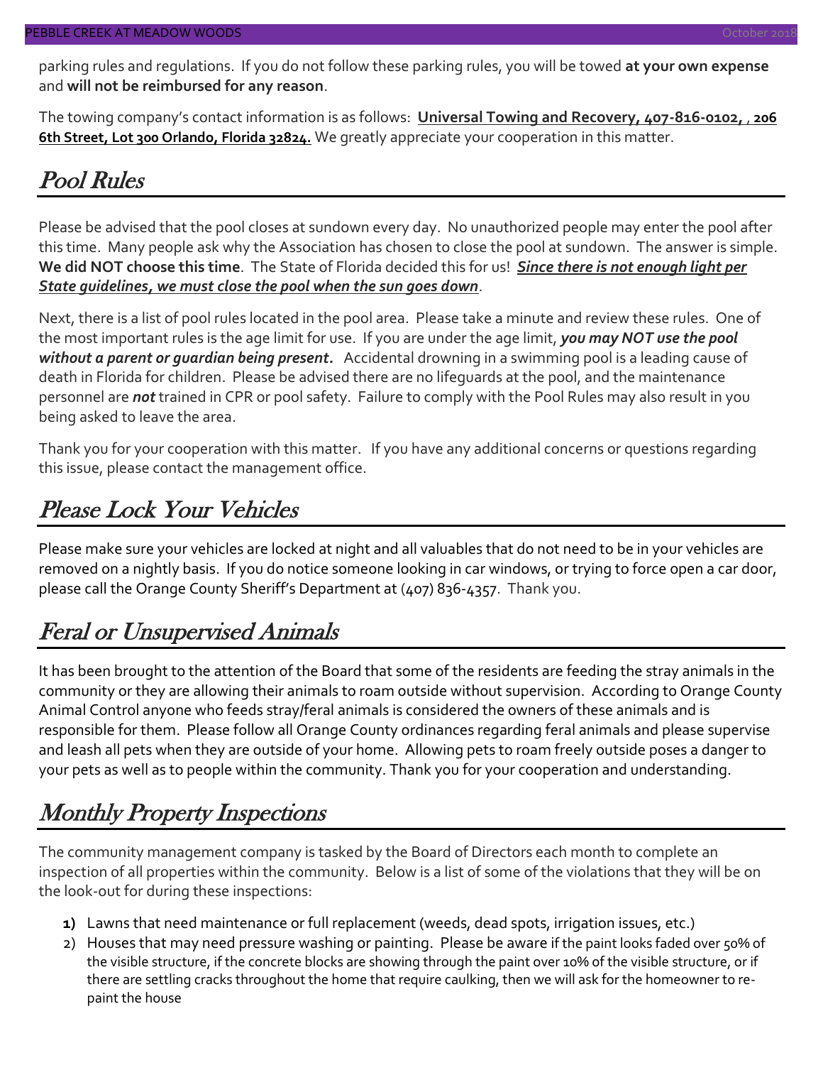parking rules and regulations. If you do not follow these parking rules, you will be towed **at your own expense** and **will not be reimbursed for any reason**.

The towing company's contact information is as follows: **Universal Towing and Recovery, 407-816-0102, , 206 6th Street, Lot 300 Orlando, Florida 32824.** We greatly appreciate your cooperation in this matter.

## Pool Rules

Please be advised that the pool closes at sundown every day. No unauthorized people may enter the pool after this time. Many people ask why the Association has chosen to close the pool at sundown. The answer is simple. **We did NOT choose this time**. The State of Florida decided this for us! ***Since there is not enough light per State guidelines, we must close the pool when the sun goes down***.

Next, there is a list of pool rules located in the pool area. Please take a minute and review these rules. One of the most important rules is the age limit for use. If you are under the age limit, ***you may NOT use the pool without a parent or guardian being present.*** Accidental drowning in a swimming pool is a leading cause of death in Florida for children. Please be advised there are no lifeguards at the pool, and the maintenance personnel are ***not*** trained in CPR or pool safety. Failure to comply with the Pool Rules may also result in you being asked to leave the area.

Thank you for your cooperation with this matter. If you have any additional concerns or questions regarding this issue, please contact the management office.

## Please Lock Your Vehicles

Please make sure your vehicles are locked at night and all valuables that do not need to be in your vehicles are removed on a nightly basis. If you do notice someone looking in car windows, or trying to force open a car door, please call the Orange County Sheriff's Department at (407) 836-4357. Thank you.

## Feral or Unsupervised Animals

It has been brought to the attention of the Board that some of the residents are feeding the stray animals in the community or they are allowing their animals to roam outside without supervision. According to Orange County Animal Control anyone who feeds stray/feral animals is considered the owners of these animals and is responsible for them. Please follow all Orange County ordinances regarding feral animals and please supervise and leash all pets when they are outside of your home. Allowing pets to roam freely outside poses a danger to your pets as well as to people within the community. Thank you for your cooperation and understanding.

## Monthly Property Inspections

The community management company is tasked by the Board of Directors each month to complete an inspection of all properties within the community. Below is a list of some of the violations that they will be on the look-out for during these inspections:

1) Lawns that need maintenance or full replacement (weeds, dead spots, irrigation issues, etc.)
2) Houses that may need pressure washing or painting. Please be aware if the paint looks faded over 50% of the visible structure, if the concrete blocks are showing through the paint over 10% of the visible structure, or if there are settling cracks throughout the home that require caulking, then we will ask for the homeowner to re-paint the house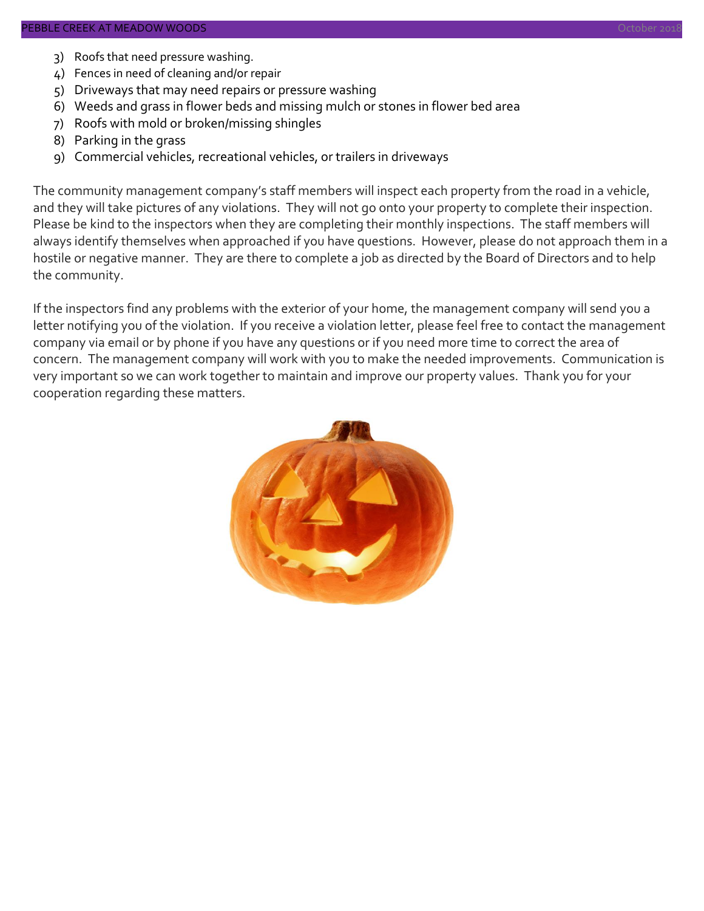3) Roofs that need pressure washing.
4) Fences in need of cleaning and/or repair
5) Driveways that may need repairs or pressure washing
6) Weeds and grass in flower beds and missing mulch or stones in flower bed area
7) Roofs with mold or broken/missing shingles
8) Parking in the grass
9) Commercial vehicles, recreational vehicles, or trailers in driveways

The community management company's staff members will inspect each property from the road in a vehicle, and they will take pictures of any violations. They will not go onto your property to complete their inspection. Please be kind to the inspectors when they are completing their monthly inspections. The staff members will always identify themselves when approached if you have questions. However, please do not approach them in a hostile or negative manner. They are there to complete a job as directed by the Board of Directors and to help the community.

If the inspectors find any problems with the exterior of your home, the management company will send you a letter notifying you of the violation. If you receive a violation letter, please feel free to contact the management company via email or by phone if you have any questions or if you need more time to correct the area of concern. The management company will work with you to make the needed improvements. Communication is very important so we can work together to maintain and improve our property values. Thank you for your cooperation regarding these matters.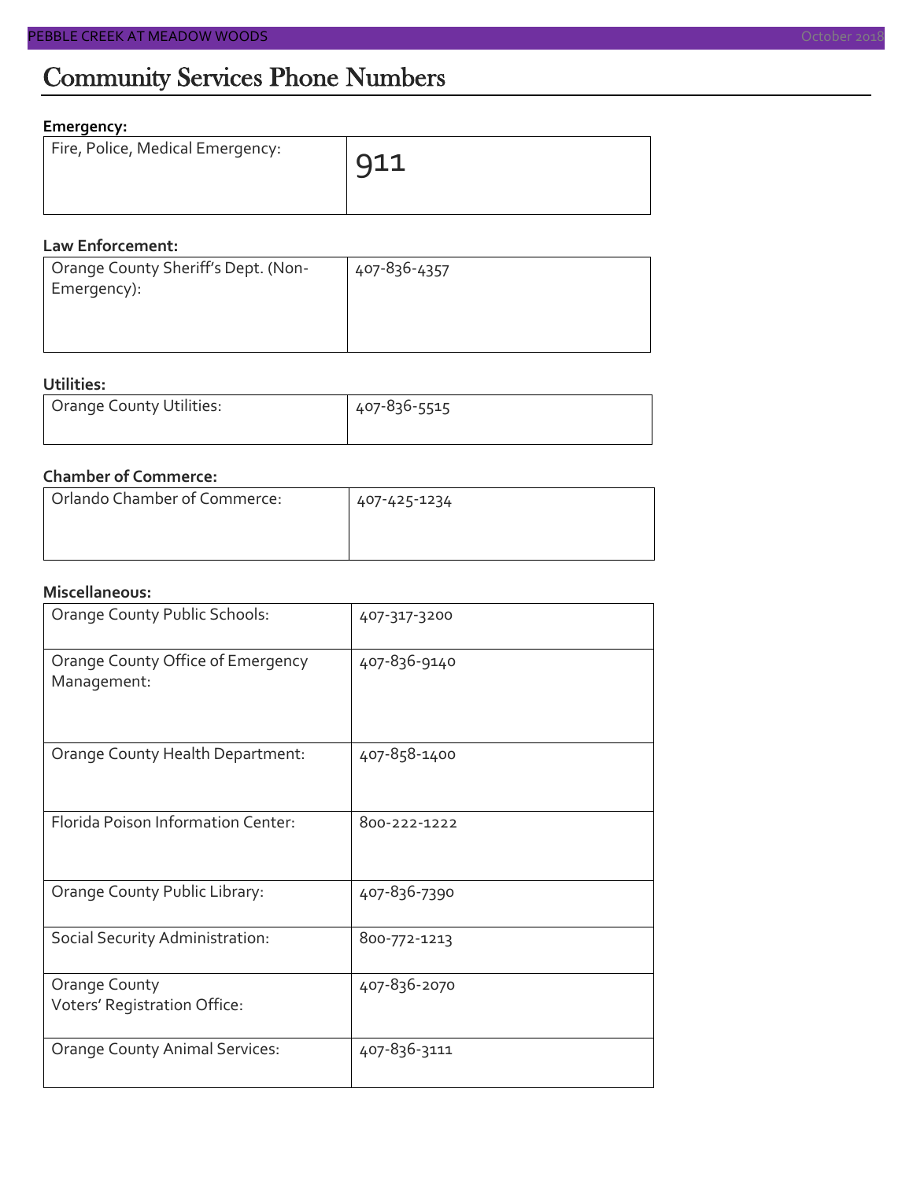# Community Services Phone Numbers

**Emergency:**

| Fire, Police, Medical Emergency: | 911 |
|---|---|

**Law Enforcement:**

| Orange County Sheriff's Dept. (Non-Emergency): | 407-836-4357 |
|---|---|

**Utilities:**

| Orange County Utilities: | 407-836-5515 |
|---|---|

**Chamber of Commerce:**

| Orlando Chamber of Commerce: | 407-425-1234 |
|---|---|

**Miscellaneous:**

| Orange County Public Schools: | 407-317-3200 |
|---|---|
| Orange County Office of Emergency Management: | 407-836-9140 |
| Orange County Health Department: | 407-858-1400 |
| Florida Poison Information Center: | 800-222-1222 |
| Orange County Public Library: | 407-836-7390 |
| Social Security Administration: | 800-772-1213 |
| Orange County Voters' Registration Office: | 407-836-2070 |
| Orange County Animal Services: | 407-836-3111 |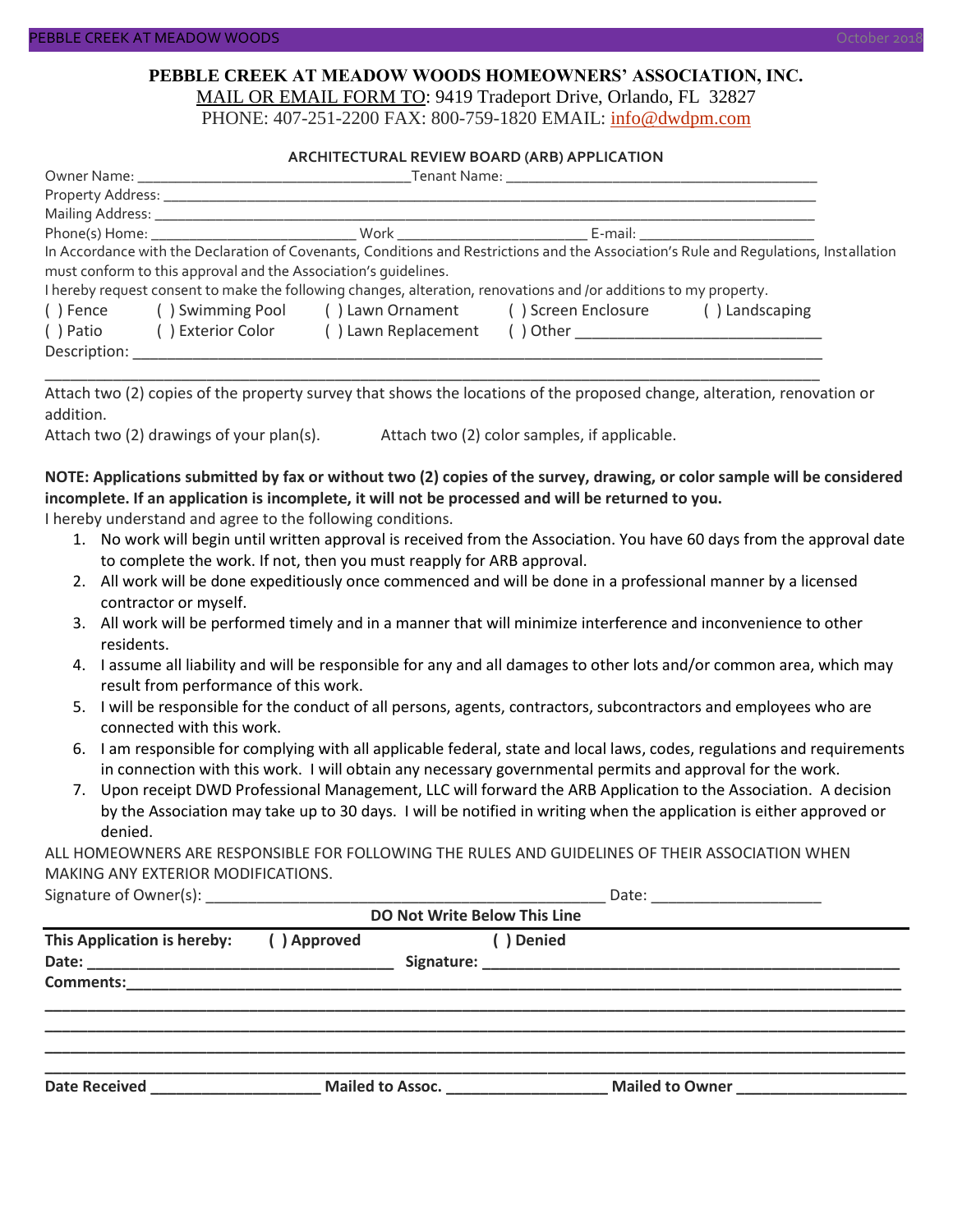# PEBBLE CREEK AT MEADOW WOODS HOMEOWNERS' ASSOCIATION, INC.

MAIL OR EMAIL FORM TO: 9419 Tradeport Drive, Orlando, FL 32827
PHONE: 407-251-2200 FAX: 800-759-1820 EMAIL: info@dwdpm.com

## ARCHITECTURAL REVIEW BOARD (ARB) APPLICATION

Owner Name: ___________________________________ Tenant Name: ________________________________________

Property Address: ______________________________________________________________________________

Mailing Address: _______________________________________________________________________________

Phone(s) Home: __________________________ Work _________________________ E-mail: ______________________

In Accordance with the Declaration of Covenants, Conditions and Restrictions and the Association's Rule and Regulations, Installation must conform to this approval and the Association's guidelines.

I hereby request consent to make the following changes, alteration, renovations and /or additions to my property.

( ) Fence ( ) Swimming Pool ( ) Lawn Ornament ( ) Screen Enclosure ( ) Landscaping
( ) Patio ( ) Exterior Color ( ) Lawn Replacement ( ) Other ______________________________

Description: ___________________________________________________________________________________

_______________________________________________________________________________________________

Attach two (2) copies of the property survey that shows the locations of the proposed change, alteration, renovation or addition.

Attach two (2) drawings of your plan(s). Attach two (2) color samples, if applicable.

**NOTE: Applications submitted by fax or without two (2) copies of the survey, drawing, or color sample will be considered incomplete. If an application is incomplete, it will not be processed and will be returned to you.**

I hereby understand and agree to the following conditions.

1. No work will begin until written approval is received from the Association. You have 60 days from the approval date to complete the work. If not, then you must reapply for ARB approval.
2. All work will be done expeditiously once commenced and will be done in a professional manner by a licensed contractor or myself.
3. All work will be performed timely and in a manner that will minimize interference and inconvenience to other residents.
4. I assume all liability and will be responsible for any and all damages to other lots and/or common area, which may result from performance of this work.
5. I will be responsible for the conduct of all persons, agents, contractors, subcontractors and employees who are connected with this work.
6. I am responsible for complying with all applicable federal, state and local laws, codes, regulations and requirements in connection with this work. I will obtain any necessary governmental permits and approval for the work.
7. Upon receipt DWD Professional Management, LLC will forward the ARB Application to the Association. A decision by the Association may take up to 30 days. I will be notified in writing when the application is either approved or denied.

ALL HOMEOWNERS ARE RESPONSIBLE FOR FOLLOWING THE RULES AND GUIDELINES OF THEIR ASSOCIATION WHEN MAKING ANY EXTERIOR MODIFICATIONS.

Signature of Owner(s): _________________________________________________ Date: ____________________

**DO Not Write Below This Line**

**This Application is hereby: ( ) Approved ( ) Denied**

**Date:** ___________________________________ **Signature:** ___________________________________________________

**Comments:**_____________________________________________________________________________________

_______________________________________________________________________________________________

_______________________________________________________________________________________________

_______________________________________________________________________________________________

_______________________________________________________________________________________________

**Date Received** ____________________ **Mailed to Assoc.** ___________________ **Mailed to Owner** ____________________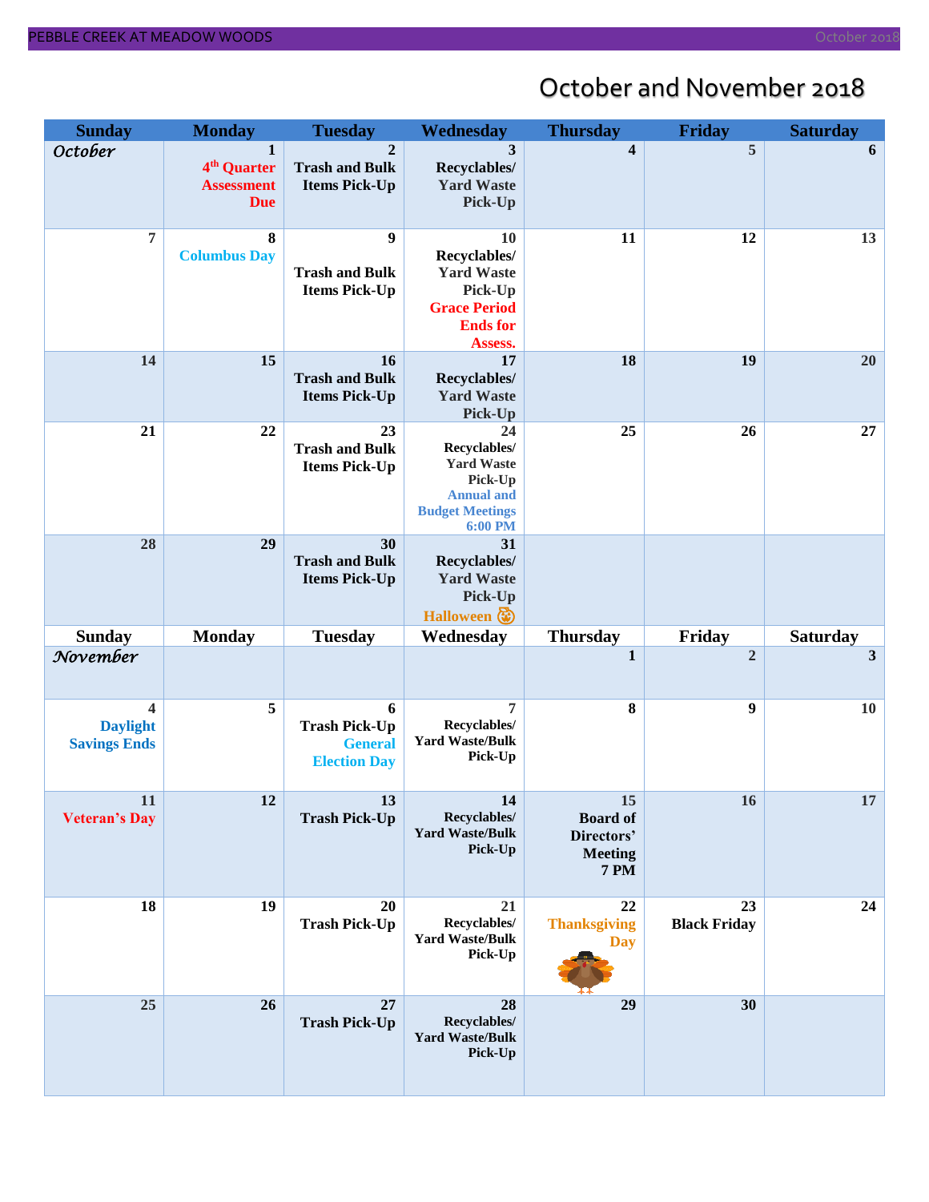# October and November 2018

| Sunday | Monday | Tuesday | Wednesday | Thursday | Friday | Saturday |
|---|---|---|---|---|---|---|
| *October* | 1 4th Quarter Assessment Due | 2 Trash and Bulk Items Pick-Up | 3 Recyclables/ Yard Waste Pick-Up | 4 | 5 | 6 |
| 7 | 8 Columbus Day | 9 Trash and Bulk Items Pick-Up | 10 Recyclables/ Yard Waste Pick-Up Grace Period Ends for Assess. | 11 | 12 | 13 |
| 14 | 15 | 16 Trash and Bulk Items Pick-Up | 17 Recyclables/ Yard Waste Pick-Up | 18 | 19 | 20 |
| 21 | 22 | 23 Trash and Bulk Items Pick-Up | 24 Recyclables/ Yard Waste Pick-Up Annual and Budget Meetings 6:00 PM | 25 | 26 | 27 |
| 28 | 29 | 30 Trash and Bulk Items Pick-Up | 31 Recyclables/ Yard Waste Pick-Up Halloween | | | |

| Sunday | Monday | Tuesday | Wednesday | Thursday | Friday | Saturday |
|---|---|---|---|---|---|---|
| *November* | | | | 1 | 2 | 3 |
| 4 Daylight Savings Ends | 5 | 6 Trash Pick-Up General Election Day | 7 Recyclables/ Yard Waste/Bulk Pick-Up | 8 | 9 | 10 |
| 11 Veteran's Day | 12 | 13 Trash Pick-Up | 14 Recyclables/ Yard Waste/Bulk Pick-Up | 15 Board of Directors' Meeting 7 PM | 16 | 17 |
| 18 | 19 | 20 Trash Pick-Up | 21 Recyclables/ Yard Waste/Bulk Pick-Up | 22 Thanksgiving Day | 23 Black Friday | 24 |
| 25 | 26 | 27 Trash Pick-Up | 28 Recyclables/ Yard Waste/Bulk Pick-Up | 29 | 30 | |